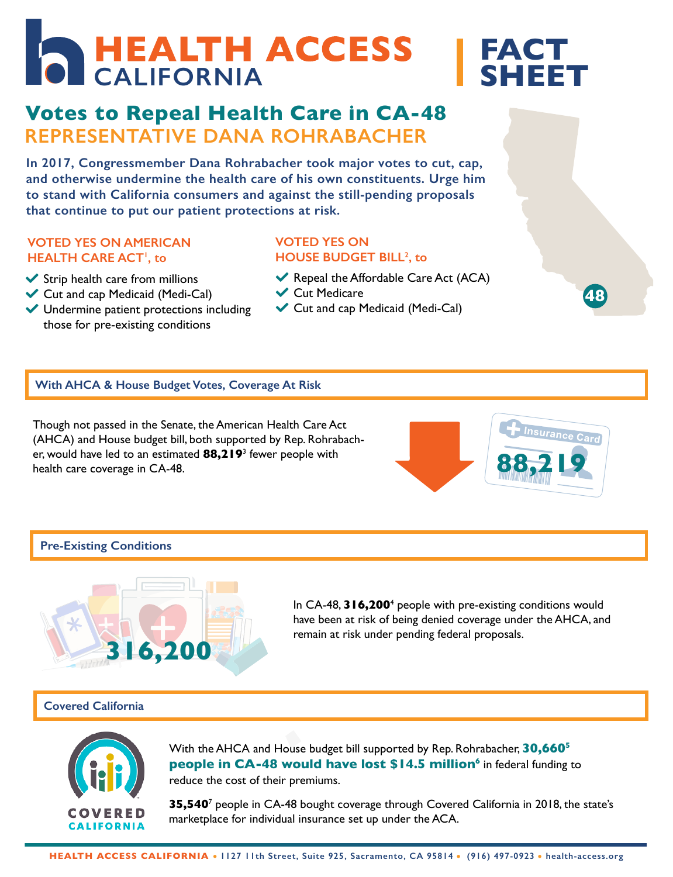# HEALTH ACCESS CALIFORNIA | FACT SHEET

## Votes to Repeal Health Care in CA-48

### REPRESENTATIVE DANA ROHRABACHER

**In 2017, Congressmember Dana Rohrabacher took major votes to cut, cap, and otherwise undermine the health care of his own constituents. Urge him to stand with California consumers and against the still-pending proposals that continue to put our patient protections at risk.**

**VOTED YES ON AMERICAN HEALTH CARE ACT[1], to**

- Strip health care from millions
- Cut and cap Medicaid (Medi-Cal)
- Undermine patient protections including those for pre-existing conditions

**VOTED YES ON HOUSE BUDGET BILL[2], to**

- Repeal the Affordable Care Act (ACA)
- Cut Medicare
- Cut and cap Medicaid (Medi-Cal)

48

### With AHCA & House Budget Votes, Coverage At Risk

Though not passed in the Senate, the American Health Care Act (AHCA) and House budget bill, both supported by Rep. Rohrabacher, would have led to an estimated **88,219**[3] fewer people with health care coverage in CA-48.

Insurance Card 88,219

### Pre-Existing Conditions

316,200

In CA-48, **316,200**[4] people with pre-existing conditions would have been at risk of being denied coverage under the AHCA, and remain at risk under pending federal proposals.

### Covered California

COVERED CALIFORNIA

With the AHCA and House budget bill supported by Rep. Rohrabacher, **30,660[5] people in CA-48 would have lost $14.5 million[6]** in federal funding to reduce the cost of their premiums.

**35,540**[7] people in CA-48 bought coverage through Covered California in 2018, the state's marketplace for individual insurance set up under the ACA.

**HEALTH ACCESS CALIFORNIA** • 1127 11th Street, Suite 925, Sacramento, CA 95814 • (916) 497-0923 • health-access.org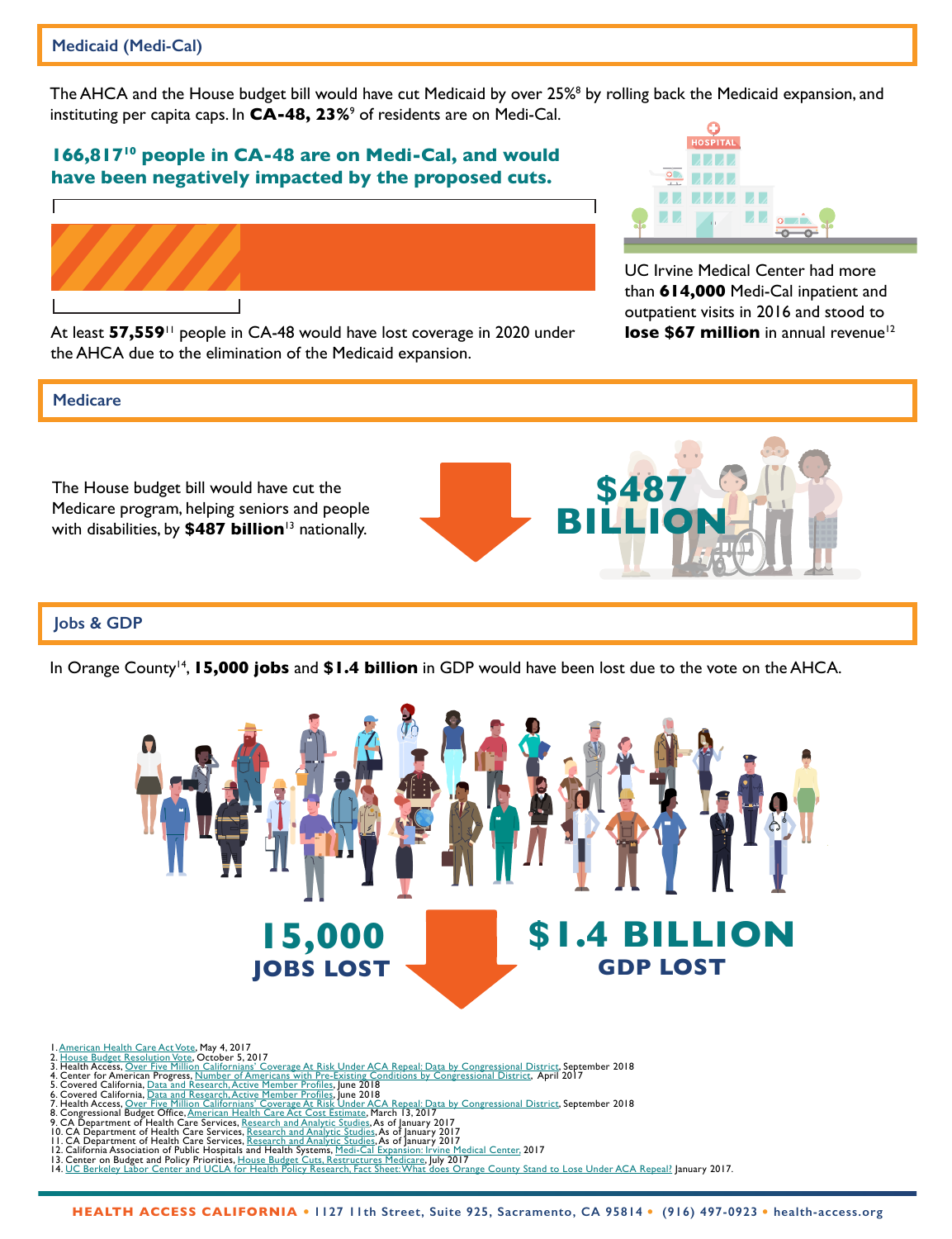## Medicaid (Medi-Cal)

The AHCA and the House budget bill would have cut Medicaid by over 25%[8] by rolling back the Medicaid expansion, and instituting per capita caps. In **CA-48, 23%**[9] of residents are on Medi-Cal.

**166,817[10] people in CA-48 are on Medi-Cal, and would have been negatively impacted by the proposed cuts.**

At least **57,559**[11] people in CA-48 would have lost coverage in 2020 under the AHCA due to the elimination of the Medicaid expansion.

HOSPITAL

UC Irvine Medical Center had more than **614,000** Medi-Cal inpatient and outpatient visits in 2016 and stood to **lose $67 million** in annual revenue[12]

## Medicare

The House budget bill would have cut the Medicare program, helping seniors and people with disabilities, by **$487 billion**[13] nationally.

**$487 BILLION**

## Jobs & GDP

In Orange County[14], **15,000 jobs** and **$1.4 billion** in GDP would have been lost due to the vote on the AHCA.

**15,000 JOBS LOST**

**$1.4 BILLION GDP LOST**

1. American Health Care Act Vote, May 4, 2017
2. House Budget Resolution Vote, October 5, 2017
3. Health Access, Over Five Million Californians' Coverage At Risk Under ACA Repeal: Data by Congressional District, September 2018
4. Center for American Progress, Number of Americans with Pre-Existing Conditions by Congressional District, April 2017
5. Covered California, Data and Research, Active Member Profiles, June 2018
6. Covered California, Data and Research, Active Member Profiles, June 2018
7. Health Access, Over Five Million Californians' Coverage At Risk Under ACA Repeal: Data by Congressional District, September 2018
8. Congressional Budget Office, American Health Care Act Cost Estimate, March 13, 2017
9. CA Department of Health Care Services, Research and Analytic Studies, As of January 2017
10. CA Department of Health Care Services, Research and Analytic Studies, As of January 2017
11. CA Department of Health Care Services, Research and Analytic Studies, As of January 2017
12. California Association of Public Hospitals and Health Systems, Medi-Cal Expansion: Irvine Medical Center, 2017
13. Center on Budget and Policy Priorities, House Budget Cuts, Restructures Medicare, July 2017
14. UC Berkeley Labor Center and UCLA for Health Policy Research, Fact Sheet: What does Orange County Stand to Lose Under ACA Repeal? January 2017.

**HEALTH ACCESS CALIFORNIA** • 1127 11th Street, Suite 925, Sacramento, CA 95814 • (916) 497-0923 • health-access.org